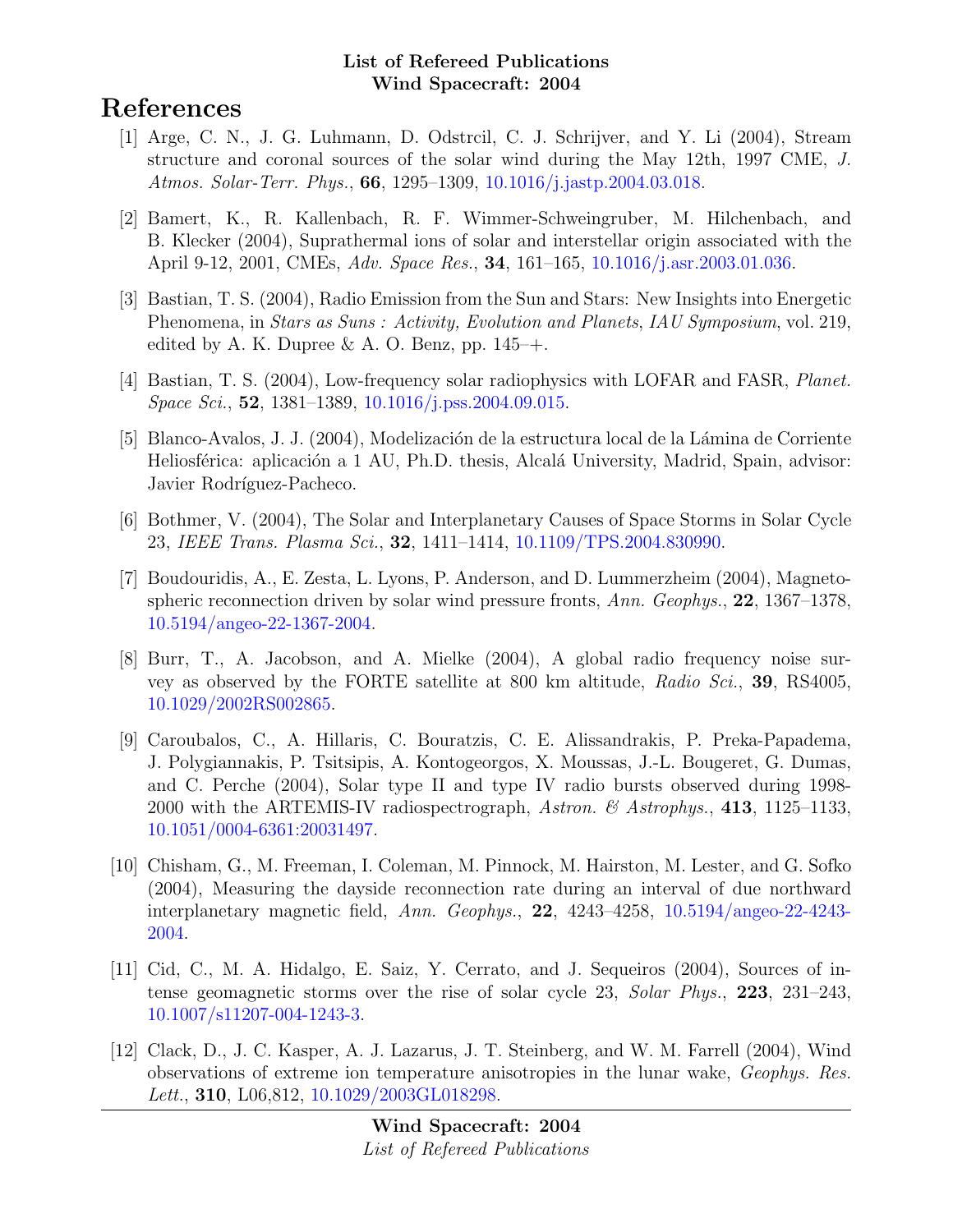**List of Refereed Publications**
**Wind Spacecraft: 2004**

# References

[1] Arge, C. N., J. G. Luhmann, D. Odstrcil, C. J. Schrijver, and Y. Li (2004), Stream structure and coronal sources of the solar wind during the May 12th, 1997 CME, *J. Atmos. Solar-Terr. Phys.*, **66**, 1295–1309, 10.1016/j.jastp.2004.03.018.

[2] Bamert, K., R. Kallenbach, R. F. Wimmer-Schweingruber, M. Hilchenbach, and B. Klecker (2004), Suprathermal ions of solar and interstellar origin associated with the April 9-12, 2001, CMEs, *Adv. Space Res.*, **34**, 161–165, 10.1016/j.asr.2003.01.036.

[3] Bastian, T. S. (2004), Radio Emission from the Sun and Stars: New Insights into Energetic Phenomena, in *Stars as Suns : Activity, Evolution and Planets*, *IAU Symposium*, vol. 219, edited by A. K. Dupree & A. O. Benz, pp. 145–+.

[4] Bastian, T. S. (2004), Low-frequency solar radiophysics with LOFAR and FASR, *Planet. Space Sci.*, **52**, 1381–1389, 10.1016/j.pss.2004.09.015.

[5] Blanco-Avalos, J. J. (2004), Modelización de la estructura local de la Lámina de Corriente Heliosférica: aplicación a 1 AU, Ph.D. thesis, Alcalá University, Madrid, Spain, advisor: Javier Rodríguez-Pacheco.

[6] Bothmer, V. (2004), The Solar and Interplanetary Causes of Space Storms in Solar Cycle 23, *IEEE Trans. Plasma Sci.*, **32**, 1411–1414, 10.1109/TPS.2004.830990.

[7] Boudouridis, A., E. Zesta, L. Lyons, P. Anderson, and D. Lummerzheim (2004), Magnetospheric reconnection driven by solar wind pressure fronts, *Ann. Geophys.*, **22**, 1367–1378, 10.5194/angeo-22-1367-2004.

[8] Burr, T., A. Jacobson, and A. Mielke (2004), A global radio frequency noise survey as observed by the FORTE satellite at 800 km altitude, *Radio Sci.*, **39**, RS4005, 10.1029/2002RS002865.

[9] Caroubalos, C., A. Hillaris, C. Bouratzis, C. E. Alissandrakis, P. Preka-Papadema, J. Polygiannakis, P. Tsitsipis, A. Kontogeorgos, X. Moussas, J.-L. Bougeret, G. Dumas, and C. Perche (2004), Solar type II and type IV radio bursts observed during 1998-2000 with the ARTEMIS-IV radiospectrograph, *Astron. & Astrophys.*, **413**, 1125–1133, 10.1051/0004-6361:20031497.

[10] Chisham, G., M. Freeman, I. Coleman, M. Pinnock, M. Hairston, M. Lester, and G. Sofko (2004), Measuring the dayside reconnection rate during an interval of due northward interplanetary magnetic field, *Ann. Geophys.*, **22**, 4243–4258, 10.5194/angeo-22-4243-2004.

[11] Cid, C., M. A. Hidalgo, E. Saiz, Y. Cerrato, and J. Sequeiros (2004), Sources of intense geomagnetic storms over the rise of solar cycle 23, *Solar Phys.*, **223**, 231–243, 10.1007/s11207-004-1243-3.

[12] Clack, D., J. C. Kasper, A. J. Lazarus, J. T. Steinberg, and W. M. Farrell (2004), Wind observations of extreme ion temperature anisotropies in the lunar wake, *Geophys. Res. Lett.*, **310**, L06,812, 10.1029/2003GL018298.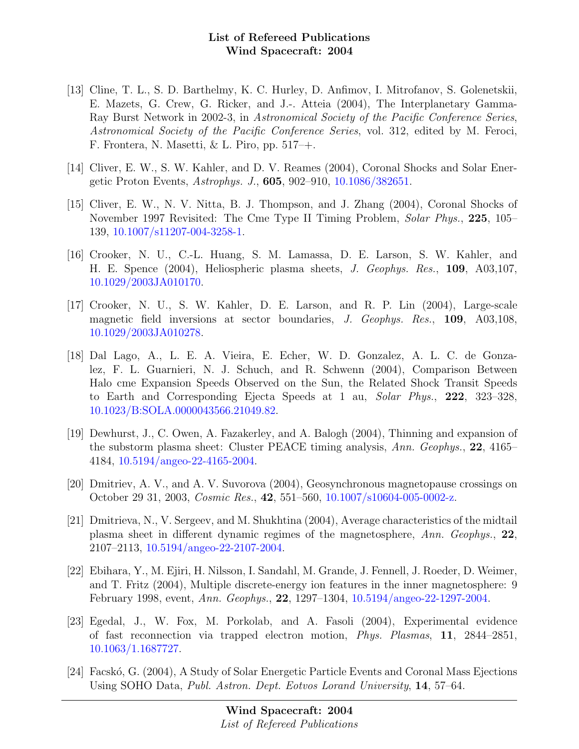[13] Cline, T. L., S. D. Barthelmy, K. C. Hurley, D. Anfimov, I. Mitrofanov, S. Golenetskii, E. Mazets, G. Crew, G. Ricker, and J.-. Atteia (2004), The Interplanetary Gamma-Ray Burst Network in 2002-3, in *Astronomical Society of the Pacific Conference Series*, *Astronomical Society of the Pacific Conference Series*, vol. 312, edited by M. Feroci, F. Frontera, N. Masetti, & L. Piro, pp. 517–+.

[14] Cliver, E. W., S. W. Kahler, and D. V. Reames (2004), Coronal Shocks and Solar Energetic Proton Events, *Astrophys. J.*, **605**, 902–910, 10.1086/382651.

[15] Cliver, E. W., N. V. Nitta, B. J. Thompson, and J. Zhang (2004), Coronal Shocks of November 1997 Revisited: The Cme Type II Timing Problem, *Solar Phys.*, **225**, 105–139, 10.1007/s11207-004-3258-1.

[16] Crooker, N. U., C.-L. Huang, S. M. Lamassa, D. E. Larson, S. W. Kahler, and H. E. Spence (2004), Heliospheric plasma sheets, *J. Geophys. Res.*, **109**, A03,107, 10.1029/2003JA010170.

[17] Crooker, N. U., S. W. Kahler, D. E. Larson, and R. P. Lin (2004), Large-scale magnetic field inversions at sector boundaries, *J. Geophys. Res.*, **109**, A03,108, 10.1029/2003JA010278.

[18] Dal Lago, A., L. E. A. Vieira, E. Echer, W. D. Gonzalez, A. L. C. de Gonzalez, F. L. Guarnieri, N. J. Schuch, and R. Schwenn (2004), Comparison Between Halo cme Expansion Speeds Observed on the Sun, the Related Shock Transit Speeds to Earth and Corresponding Ejecta Speeds at 1 au, *Solar Phys.*, **222**, 323–328, 10.1023/B:SOLA.0000043566.21049.82.

[19] Dewhurst, J., C. Owen, A. Fazakerley, and A. Balogh (2004), Thinning and expansion of the substorm plasma sheet: Cluster PEACE timing analysis, *Ann. Geophys.*, **22**, 4165–4184, 10.5194/angeo-22-4165-2004.

[20] Dmitriev, A. V., and A. V. Suvorova (2004), Geosynchronous magnetopause crossings on October 29 31, 2003, *Cosmic Res.*, **42**, 551–560, 10.1007/s10604-005-0002-z.

[21] Dmitrieva, N., V. Sergeev, and M. Shukhtina (2004), Average characteristics of the midtail plasma sheet in different dynamic regimes of the magnetosphere, *Ann. Geophys.*, **22**, 2107–2113, 10.5194/angeo-22-2107-2004.

[22] Ebihara, Y., M. Ejiri, H. Nilsson, I. Sandahl, M. Grande, J. Fennell, J. Roeder, D. Weimer, and T. Fritz (2004), Multiple discrete-energy ion features in the inner magnetosphere: 9 February 1998, event, *Ann. Geophys.*, **22**, 1297–1304, 10.5194/angeo-22-1297-2004.

[23] Egedal, J., W. Fox, M. Porkolab, and A. Fasoli (2004), Experimental evidence of fast reconnection via trapped electron motion, *Phys. Plasmas*, **11**, 2844–2851, 10.1063/1.1687727.

[24] Facskó, G. (2004), A Study of Solar Energetic Particle Events and Coronal Mass Ejections Using SOHO Data, *Publ. Astron. Dept. Eotvos Lorand University*, **14**, 57–64.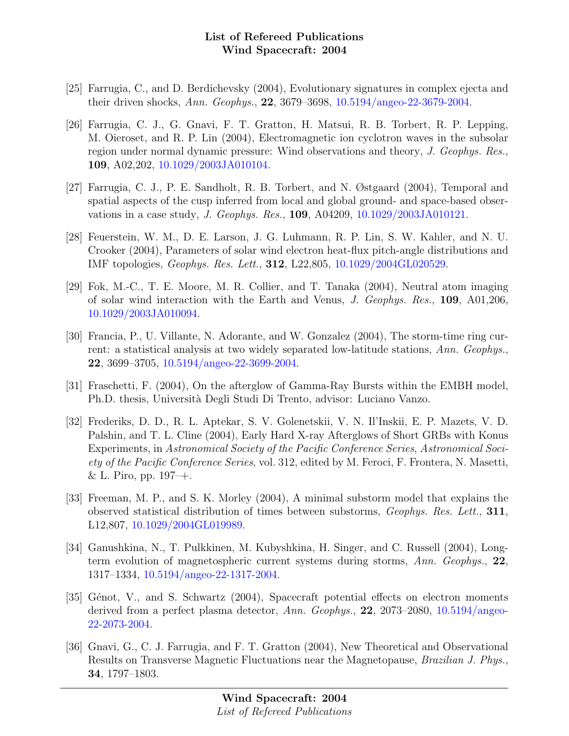[25] Farrugia, C., and D. Berdichevsky (2004), Evolutionary signatures in complex ejecta and their driven shocks, *Ann. Geophys.*, **22**, 3679–3698, 10.5194/angeo-22-3679-2004.

[26] Farrugia, C. J., G. Gnavi, F. T. Gratton, H. Matsui, R. B. Torbert, R. P. Lepping, M. Oieroset, and R. P. Lin (2004), Electromagnetic ion cyclotron waves in the subsolar region under normal dynamic pressure: Wind observations and theory, *J. Geophys. Res.*, **109**, A02,202, 10.1029/2003JA010104.

[27] Farrugia, C. J., P. E. Sandholt, R. B. Torbert, and N. Østgaard (2004), Temporal and spatial aspects of the cusp inferred from local and global ground- and space-based observations in a case study, *J. Geophys. Res.*, **109**, A04209, 10.1029/2003JA010121.

[28] Feuerstein, W. M., D. E. Larson, J. G. Luhmann, R. P. Lin, S. W. Kahler, and N. U. Crooker (2004), Parameters of solar wind electron heat-flux pitch-angle distributions and IMF topologies, *Geophys. Res. Lett.*, **312**, L22,805, 10.1029/2004GL020529.

[29] Fok, M.-C., T. E. Moore, M. R. Collier, and T. Tanaka (2004), Neutral atom imaging of solar wind interaction with the Earth and Venus, *J. Geophys. Res.*, **109**, A01,206, 10.1029/2003JA010094.

[30] Francia, P., U. Villante, N. Adorante, and W. Gonzalez (2004), The storm-time ring current: a statistical analysis at two widely separated low-latitude stations, *Ann. Geophys.*, **22**, 3699–3705, 10.5194/angeo-22-3699-2004.

[31] Fraschetti, F. (2004), On the afterglow of Gamma-Ray Bursts within the EMBH model, Ph.D. thesis, Università Degli Studi Di Trento, advisor: Luciano Vanzo.

[32] Frederiks, D. D., R. L. Aptekar, S. V. Golenetskii, V. N. Il'Inskii, E. P. Mazets, V. D. Palshin, and T. L. Cline (2004), Early Hard X-ray Afterglows of Short GRBs with Konus Experiments, in *Astronomical Society of the Pacific Conference Series*, *Astronomical Society of the Pacific Conference Series*, vol. 312, edited by M. Feroci, F. Frontera, N. Masetti, & L. Piro, pp. 197–+.

[33] Freeman, M. P., and S. K. Morley (2004), A minimal substorm model that explains the observed statistical distribution of times between substorms, *Geophys. Res. Lett.*, **311**, L12,807, 10.1029/2004GL019989.

[34] Ganushkina, N., T. Pulkkinen, M. Kubyshkina, H. Singer, and C. Russell (2004), Long-term evolution of magnetospheric current systems during storms, *Ann. Geophys.*, **22**, 1317–1334, 10.5194/angeo-22-1317-2004.

[35] Génot, V., and S. Schwartz (2004), Spacecraft potential effects on electron moments derived from a perfect plasma detector, *Ann. Geophys.*, **22**, 2073–2080, 10.5194/angeo-22-2073-2004.

[36] Gnavi, G., C. J. Farrugia, and F. T. Gratton (2004), New Theoretical and Observational Results on Transverse Magnetic Fluctuations near the Magnetopause, *Brazilian J. Phys.*, **34**, 1797–1803.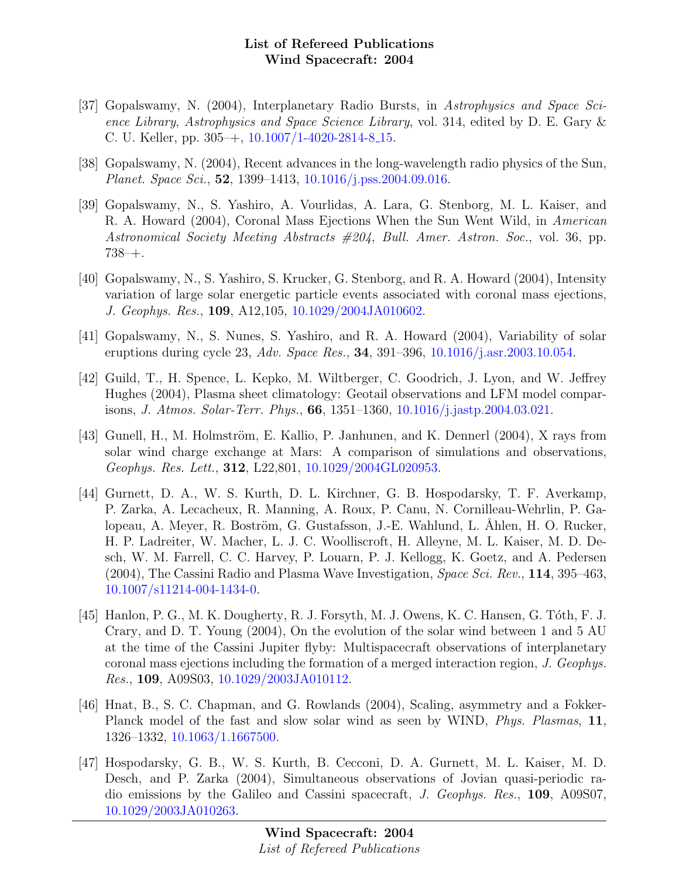[37] Gopalswamy, N. (2004), Interplanetary Radio Bursts, in *Astrophysics and Space Science Library, Astrophysics and Space Science Library*, vol. 314, edited by D. E. Gary & C. U. Keller, pp. 305–+, 10.1007/1-4020-2814-8_15.

[38] Gopalswamy, N. (2004), Recent advances in the long-wavelength radio physics of the Sun, *Planet. Space Sci.*, **52**, 1399–1413, 10.1016/j.pss.2004.09.016.

[39] Gopalswamy, N., S. Yashiro, A. Vourlidas, A. Lara, G. Stenborg, M. L. Kaiser, and R. A. Howard (2004), Coronal Mass Ejections When the Sun Went Wild, in *American Astronomical Society Meeting Abstracts #204*, *Bull. Amer. Astron. Soc.*, vol. 36, pp. 738–+.

[40] Gopalswamy, N., S. Yashiro, S. Krucker, G. Stenborg, and R. A. Howard (2004), Intensity variation of large solar energetic particle events associated with coronal mass ejections, *J. Geophys. Res.*, **109**, A12,105, 10.1029/2004JA010602.

[41] Gopalswamy, N., S. Nunes, S. Yashiro, and R. A. Howard (2004), Variability of solar eruptions during cycle 23, *Adv. Space Res.*, **34**, 391–396, 10.1016/j.asr.2003.10.054.

[42] Guild, T., H. Spence, L. Kepko, M. Wiltberger, C. Goodrich, J. Lyon, and W. Jeffrey Hughes (2004), Plasma sheet climatology: Geotail observations and LFM model comparisons, *J. Atmos. Solar-Terr. Phys.*, **66**, 1351–1360, 10.1016/j.jastp.2004.03.021.

[43] Gunell, H., M. Holmström, E. Kallio, P. Janhunen, and K. Dennerl (2004), X rays from solar wind charge exchange at Mars: A comparison of simulations and observations, *Geophys. Res. Lett.*, **312**, L22,801, 10.1029/2004GL020953.

[44] Gurnett, D. A., W. S. Kurth, D. L. Kirchner, G. B. Hospodarsky, T. F. Averkamp, P. Zarka, A. Lecacheux, R. Manning, A. Roux, P. Canu, N. Cornilleau-Wehrlin, P. Galopeau, A. Meyer, R. Boström, G. Gustafsson, J.-E. Wahlund, L. Åhlen, H. O. Rucker, H. P. Ladreiter, W. Macher, L. J. C. Woolliscroft, H. Alleyne, M. L. Kaiser, M. D. Desch, W. M. Farrell, C. C. Harvey, P. Louarn, P. J. Kellogg, K. Goetz, and A. Pedersen (2004), The Cassini Radio and Plasma Wave Investigation, *Space Sci. Rev.*, **114**, 395–463, 10.1007/s11214-004-1434-0.

[45] Hanlon, P. G., M. K. Dougherty, R. J. Forsyth, M. J. Owens, K. C. Hansen, G. Tóth, F. J. Crary, and D. T. Young (2004), On the evolution of the solar wind between 1 and 5 AU at the time of the Cassini Jupiter flyby: Multispacecraft observations of interplanetary coronal mass ejections including the formation of a merged interaction region, *J. Geophys. Res.*, **109**, A09S03, 10.1029/2003JA010112.

[46] Hnat, B., S. C. Chapman, and G. Rowlands (2004), Scaling, asymmetry and a Fokker-Planck model of the fast and slow solar wind as seen by WIND, *Phys. Plasmas*, **11**, 1326–1332, 10.1063/1.1667500.

[47] Hospodarsky, G. B., W. S. Kurth, B. Cecconi, D. A. Gurnett, M. L. Kaiser, M. D. Desch, and P. Zarka (2004), Simultaneous observations of Jovian quasi-periodic radio emissions by the Galileo and Cassini spacecraft, *J. Geophys. Res.*, **109**, A09S07, 10.1029/2003JA010263.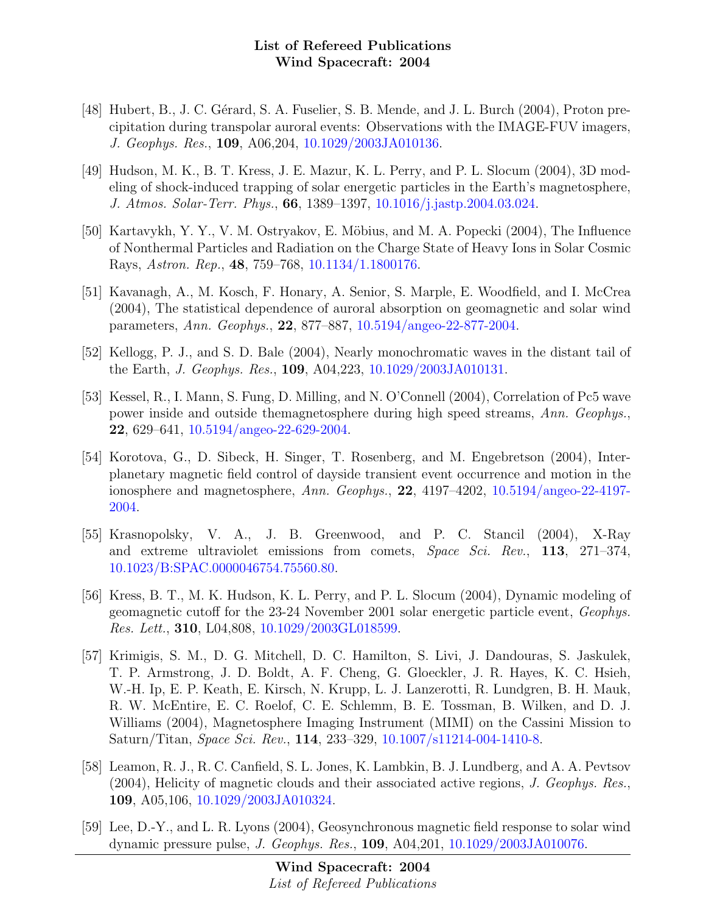[48] Hubert, B., J. C. Gérard, S. A. Fuselier, S. B. Mende, and J. L. Burch (2004), Proton precipitation during transpolar auroral events: Observations with the IMAGE-FUV imagers, *J. Geophys. Res.*, **109**, A06,204, 10.1029/2003JA010136.

[49] Hudson, M. K., B. T. Kress, J. E. Mazur, K. L. Perry, and P. L. Slocum (2004), 3D modeling of shock-induced trapping of solar energetic particles in the Earth's magnetosphere, *J. Atmos. Solar-Terr. Phys.*, **66**, 1389–1397, 10.1016/j.jastp.2004.03.024.

[50] Kartavykh, Y. Y., V. M. Ostryakov, E. Möbius, and M. A. Popecki (2004), The Influence of Nonthermal Particles and Radiation on the Charge State of Heavy Ions in Solar Cosmic Rays, *Astron. Rep.*, **48**, 759–768, 10.1134/1.1800176.

[51] Kavanagh, A., M. Kosch, F. Honary, A. Senior, S. Marple, E. Woodfield, and I. McCrea (2004), The statistical dependence of auroral absorption on geomagnetic and solar wind parameters, *Ann. Geophys.*, **22**, 877–887, 10.5194/angeo-22-877-2004.

[52] Kellogg, P. J., and S. D. Bale (2004), Nearly monochromatic waves in the distant tail of the Earth, *J. Geophys. Res.*, **109**, A04,223, 10.1029/2003JA010131.

[53] Kessel, R., I. Mann, S. Fung, D. Milling, and N. O'Connell (2004), Correlation of Pc5 wave power inside and outside themagnetosphere during high speed streams, *Ann. Geophys.*, **22**, 629–641, 10.5194/angeo-22-629-2004.

[54] Korotova, G., D. Sibeck, H. Singer, T. Rosenberg, and M. Engebretson (2004), Interplanetary magnetic field control of dayside transient event occurrence and motion in the ionosphere and magnetosphere, *Ann. Geophys.*, **22**, 4197–4202, 10.5194/angeo-22-4197-2004.

[55] Krasnopolsky, V. A., J. B. Greenwood, and P. C. Stancil (2004), X-Ray and extreme ultraviolet emissions from comets, *Space Sci. Rev.*, **113**, 271–374, 10.1023/B:SPAC.0000046754.75560.80.

[56] Kress, B. T., M. K. Hudson, K. L. Perry, and P. L. Slocum (2004), Dynamic modeling of geomagnetic cutoff for the 23-24 November 2001 solar energetic particle event, *Geophys. Res. Lett.*, **310**, L04,808, 10.1029/2003GL018599.

[57] Krimigis, S. M., D. G. Mitchell, D. C. Hamilton, S. Livi, J. Dandouras, S. Jaskulek, T. P. Armstrong, J. D. Boldt, A. F. Cheng, G. Gloeckler, J. R. Hayes, K. C. Hsieh, W.-H. Ip, E. P. Keath, E. Kirsch, N. Krupp, L. J. Lanzerotti, R. Lundgren, B. H. Mauk, R. W. McEntire, E. C. Roelof, C. E. Schlemm, B. E. Tossman, B. Wilken, and D. J. Williams (2004), Magnetosphere Imaging Instrument (MIMI) on the Cassini Mission to Saturn/Titan, *Space Sci. Rev.*, **114**, 233–329, 10.1007/s11214-004-1410-8.

[58] Leamon, R. J., R. C. Canfield, S. L. Jones, K. Lambkin, B. J. Lundberg, and A. A. Pevtsov (2004), Helicity of magnetic clouds and their associated active regions, *J. Geophys. Res.*, **109**, A05,106, 10.1029/2003JA010324.

[59] Lee, D.-Y., and L. R. Lyons (2004), Geosynchronous magnetic field response to solar wind dynamic pressure pulse, *J. Geophys. Res.*, **109**, A04,201, 10.1029/2003JA010076.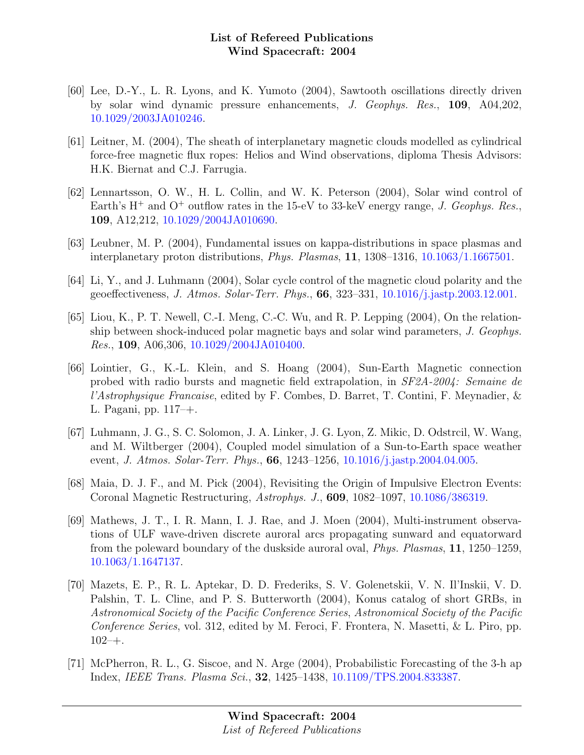[60] Lee, D.-Y., L. R. Lyons, and K. Yumoto (2004), Sawtooth oscillations directly driven by solar wind dynamic pressure enhancements, *J. Geophys. Res.*, **109**, A04,202, 10.1029/2003JA010246.

[61] Leitner, M. (2004), The sheath of interplanetary magnetic clouds modelled as cylindrical force-free magnetic flux ropes: Helios and Wind observations, diploma Thesis Advisors: H.K. Biernat and C.J. Farrugia.

[62] Lennartsson, O. W., H. L. Collin, and W. K. Peterson (2004), Solar wind control of Earth's $H^+$ and $O^+$ outflow rates in the 15-eV to 33-keV energy range, *J. Geophys. Res.*, **109**, A12,212, 10.1029/2004JA010690.

[63] Leubner, M. P. (2004), Fundamental issues on kappa-distributions in space plasmas and interplanetary proton distributions, *Phys. Plasmas*, **11**, 1308–1316, 10.1063/1.1667501.

[64] Li, Y., and J. Luhmann (2004), Solar cycle control of the magnetic cloud polarity and the geoeffectiveness, *J. Atmos. Solar-Terr. Phys.*, **66**, 323–331, 10.1016/j.jastp.2003.12.001.

[65] Liou, K., P. T. Newell, C.-I. Meng, C.-C. Wu, and R. P. Lepping (2004), On the relationship between shock-induced polar magnetic bays and solar wind parameters, *J. Geophys. Res.*, **109**, A06,306, 10.1029/2004JA010400.

[66] Lointier, G., K.-L. Klein, and S. Hoang (2004), Sun-Earth Magnetic connection probed with radio bursts and magnetic field extrapolation, in *SF2A-2004: Semaine de l'Astrophysique Francaise*, edited by F. Combes, D. Barret, T. Contini, F. Meynadier, & L. Pagani, pp. 117–+.

[67] Luhmann, J. G., S. C. Solomon, J. A. Linker, J. G. Lyon, Z. Mikic, D. Odstrcil, W. Wang, and M. Wiltberger (2004), Coupled model simulation of a Sun-to-Earth space weather event, *J. Atmos. Solar-Terr. Phys.*, **66**, 1243–1256, 10.1016/j.jastp.2004.04.005.

[68] Maia, D. J. F., and M. Pick (2004), Revisiting the Origin of Impulsive Electron Events: Coronal Magnetic Restructuring, *Astrophys. J.*, **609**, 1082–1097, 10.1086/386319.

[69] Mathews, J. T., I. R. Mann, I. J. Rae, and J. Moen (2004), Multi-instrument observations of ULF wave-driven discrete auroral arcs propagating sunward and equatorward from the poleward boundary of the duskside auroral oval, *Phys. Plasmas*, **11**, 1250–1259, 10.1063/1.1647137.

[70] Mazets, E. P., R. L. Aptekar, D. D. Frederiks, S. V. Golenetskii, V. N. Il'Inskii, V. D. Palshin, T. L. Cline, and P. S. Butterworth (2004), Konus catalog of short GRBs, in *Astronomical Society of the Pacific Conference Series*, *Astronomical Society of the Pacific Conference Series*, vol. 312, edited by M. Feroci, F. Frontera, N. Masetti, & L. Piro, pp. 102–+.

[71] McPherron, R. L., G. Siscoe, and N. Arge (2004), Probabilistic Forecasting of the 3-h ap Index, *IEEE Trans. Plasma Sci.*, **32**, 1425–1438, 10.1109/TPS.2004.833387.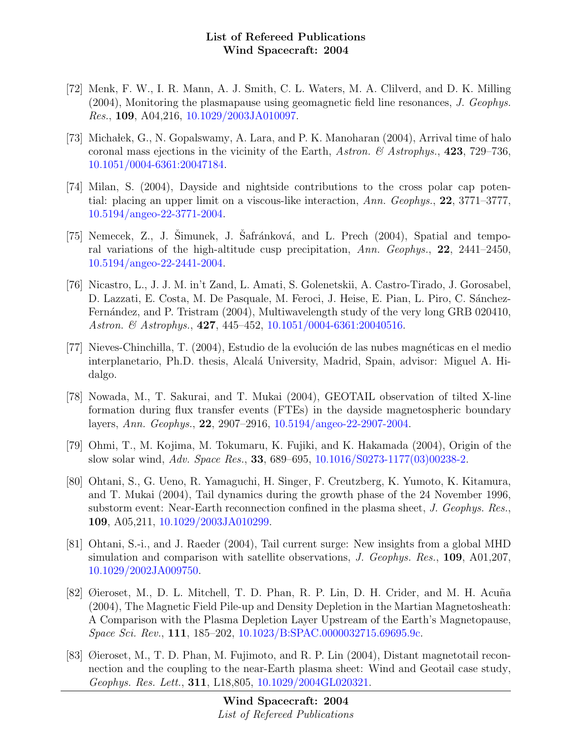[72] Menk, F. W., I. R. Mann, A. J. Smith, C. L. Waters, M. A. Clilverd, and D. K. Milling (2004), Monitoring the plasmapause using geomagnetic field line resonances, *J. Geophys. Res.*, **109**, A04,216, 10.1029/2003JA010097.

[73] Michałek, G., N. Gopalswamy, A. Lara, and P. K. Manoharan (2004), Arrival time of halo coronal mass ejections in the vicinity of the Earth, *Astron. & Astrophys.*, **423**, 729–736, 10.1051/0004-6361:20047184.

[74] Milan, S. (2004), Dayside and nightside contributions to the cross polar cap potential: placing an upper limit on a viscous-like interaction, *Ann. Geophys.*, **22**, 3771–3777, 10.5194/angeo-22-3771-2004.

[75] Nemecek, Z., J. Šimunek, J. Šafránková, and L. Prech (2004), Spatial and temporal variations of the high-altitude cusp precipitation, *Ann. Geophys.*, **22**, 2441–2450, 10.5194/angeo-22-2441-2004.

[76] Nicastro, L., J. J. M. in't Zand, L. Amati, S. Golenetskii, A. Castro-Tirado, J. Gorosabel, D. Lazzati, E. Costa, M. De Pasquale, M. Feroci, J. Heise, E. Pian, L. Piro, C. Sánchez-Fernández, and P. Tristram (2004), Multiwavelength study of the very long GRB 020410, *Astron. & Astrophys.*, **427**, 445–452, 10.1051/0004-6361:20040516.

[77] Nieves-Chinchilla, T. (2004), Estudio de la evolución de las nubes magnéticas en el medio interplanetario, Ph.D. thesis, Alcalá University, Madrid, Spain, advisor: Miguel A. Hidalgo.

[78] Nowada, M., T. Sakurai, and T. Mukai (2004), GEOTAIL observation of tilted X-line formation during flux transfer events (FTEs) in the dayside magnetospheric boundary layers, *Ann. Geophys.*, **22**, 2907–2916, 10.5194/angeo-22-2907-2004.

[79] Ohmi, T., M. Kojima, M. Tokumaru, K. Fujiki, and K. Hakamada (2004), Origin of the slow solar wind, *Adv. Space Res.*, **33**, 689–695, 10.1016/S0273-1177(03)00238-2.

[80] Ohtani, S., G. Ueno, R. Yamaguchi, H. Singer, F. Creutzberg, K. Yumoto, K. Kitamura, and T. Mukai (2004), Tail dynamics during the growth phase of the 24 November 1996, substorm event: Near-Earth reconnection confined in the plasma sheet, *J. Geophys. Res.*, **109**, A05,211, 10.1029/2003JA010299.

[81] Ohtani, S.-i., and J. Raeder (2004), Tail current surge: New insights from a global MHD simulation and comparison with satellite observations, *J. Geophys. Res.*, **109**, A01,207, 10.1029/2002JA009750.

[82] Øieroset, M., D. L. Mitchell, T. D. Phan, R. P. Lin, D. H. Crider, and M. H. Acuña (2004), The Magnetic Field Pile-up and Density Depletion in the Martian Magnetosheath: A Comparison with the Plasma Depletion Layer Upstream of the Earth's Magnetopause, *Space Sci. Rev.*, **111**, 185–202, 10.1023/B:SPAC.0000032715.69695.9c.

[83] Øieroset, M., T. D. Phan, M. Fujimoto, and R. P. Lin (2004), Distant magnetotail reconnection and the coupling to the near-Earth plasma sheet: Wind and Geotail case study, *Geophys. Res. Lett.*, **311**, L18,805, 10.1029/2004GL020321.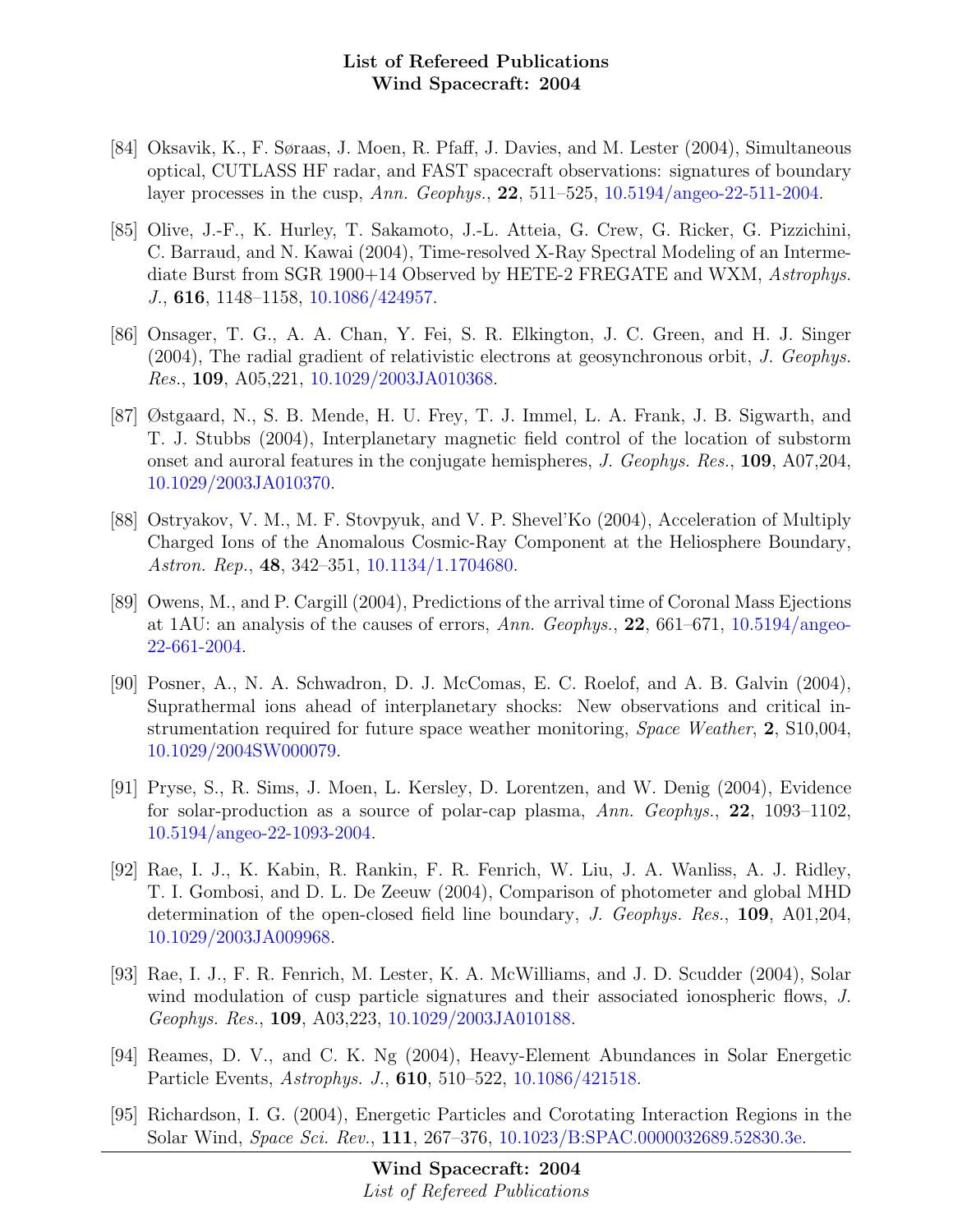- [84] Oksavik, K., F. Søraas, J. Moen, R. Pfaff, J. Davies, and M. Lester (2004), Simultaneous optical, CUTLASS HF radar, and FAST spacecraft observations: signatures of boundary layer processes in the cusp, *Ann. Geophys.*, **22**, 511–525, 10.5194/angeo-22-511-2004.
- [85] Olive, J.-F., K. Hurley, T. Sakamoto, J.-L. Atteia, G. Crew, G. Ricker, G. Pizzichini, C. Barraud, and N. Kawai (2004), Time-resolved X-Ray Spectral Modeling of an Intermediate Burst from SGR 1900+14 Observed by HETE-2 FREGATE and WXM, *Astrophys. J.*, **616**, 1148–1158, 10.1086/424957.
- [86] Onsager, T. G., A. A. Chan, Y. Fei, S. R. Elkington, J. C. Green, and H. J. Singer (2004), The radial gradient of relativistic electrons at geosynchronous orbit, *J. Geophys. Res.*, **109**, A05,221, 10.1029/2003JA010368.
- [87] Østgaard, N., S. B. Mende, H. U. Frey, T. J. Immel, L. A. Frank, J. B. Sigwarth, and T. J. Stubbs (2004), Interplanetary magnetic field control of the location of substorm onset and auroral features in the conjugate hemispheres, *J. Geophys. Res.*, **109**, A07,204, 10.1029/2003JA010370.
- [88] Ostryakov, V. M., M. F. Stovpyuk, and V. P. Shevel'Ko (2004), Acceleration of Multiply Charged Ions of the Anomalous Cosmic-Ray Component at the Heliosphere Boundary, *Astron. Rep.*, **48**, 342–351, 10.1134/1.1704680.
- [89] Owens, M., and P. Cargill (2004), Predictions of the arrival time of Coronal Mass Ejections at 1AU: an analysis of the causes of errors, *Ann. Geophys.*, **22**, 661–671, 10.5194/angeo-22-661-2004.
- [90] Posner, A., N. A. Schwadron, D. J. McComas, E. C. Roelof, and A. B. Galvin (2004), Suprathermal ions ahead of interplanetary shocks: New observations and critical instrumentation required for future space weather monitoring, *Space Weather*, **2**, S10,004, 10.1029/2004SW000079.
- [91] Pryse, S., R. Sims, J. Moen, L. Kersley, D. Lorentzen, and W. Denig (2004), Evidence for solar-production as a source of polar-cap plasma, *Ann. Geophys.*, **22**, 1093–1102, 10.5194/angeo-22-1093-2004.
- [92] Rae, I. J., K. Kabin, R. Rankin, F. R. Fenrich, W. Liu, J. A. Wanliss, A. J. Ridley, T. I. Gombosi, and D. L. De Zeeuw (2004), Comparison of photometer and global MHD determination of the open-closed field line boundary, *J. Geophys. Res.*, **109**, A01,204, 10.1029/2003JA009968.
- [93] Rae, I. J., F. R. Fenrich, M. Lester, K. A. McWilliams, and J. D. Scudder (2004), Solar wind modulation of cusp particle signatures and their associated ionospheric flows, *J. Geophys. Res.*, **109**, A03,223, 10.1029/2003JA010188.
- [94] Reames, D. V., and C. K. Ng (2004), Heavy-Element Abundances in Solar Energetic Particle Events, *Astrophys. J.*, **610**, 510–522, 10.1086/421518.
- [95] Richardson, I. G. (2004), Energetic Particles and Corotating Interaction Regions in the Solar Wind, *Space Sci. Rev.*, **111**, 267–376, 10.1023/B:SPAC.0000032689.52830.3e.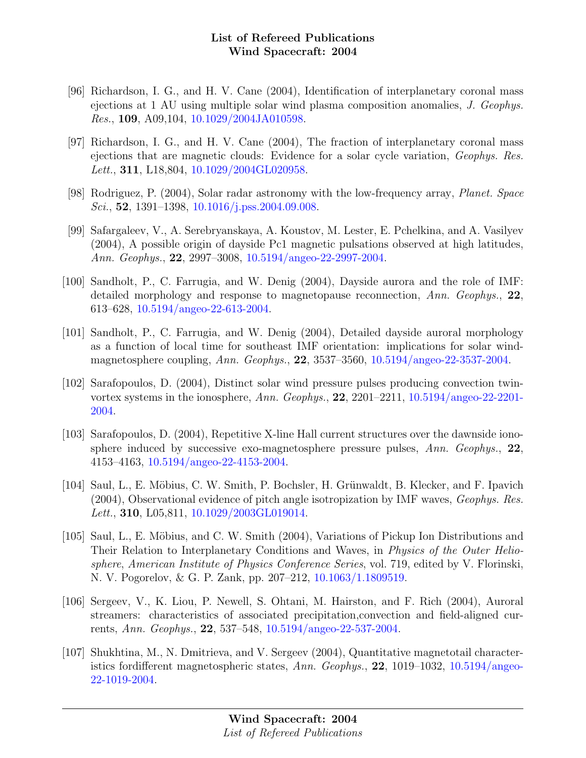# List of Refereed Publications
# Wind Spacecraft: 2004

[96] Richardson, I. G., and H. V. Cane (2004), Identification of interplanetary coronal mass ejections at 1 AU using multiple solar wind plasma composition anomalies, *J. Geophys. Res.*, **109**, A09,104, 10.1029/2004JA010598.

[97] Richardson, I. G., and H. V. Cane (2004), The fraction of interplanetary coronal mass ejections that are magnetic clouds: Evidence for a solar cycle variation, *Geophys. Res. Lett.*, **311**, L18,804, 10.1029/2004GL020958.

[98] Rodriguez, P. (2004), Solar radar astronomy with the low-frequency array, *Planet. Space Sci.*, **52**, 1391–1398, 10.1016/j.pss.2004.09.008.

[99] Safargaleev, V., A. Serebryanskaya, A. Koustov, M. Lester, E. Pchelkina, and A. Vasilyev (2004), A possible origin of dayside Pc1 magnetic pulsations observed at high latitudes, *Ann. Geophys.*, **22**, 2997–3008, 10.5194/angeo-22-2997-2004.

[100] Sandholt, P., C. Farrugia, and W. Denig (2004), Dayside aurora and the role of IMF: detailed morphology and response to magnetopause reconnection, *Ann. Geophys.*, **22**, 613–628, 10.5194/angeo-22-613-2004.

[101] Sandholt, P., C. Farrugia, and W. Denig (2004), Detailed dayside auroral morphology as a function of local time for southeast IMF orientation: implications for solar wind-magnetosphere coupling, *Ann. Geophys.*, **22**, 3537–3560, 10.5194/angeo-22-3537-2004.

[102] Sarafopoulos, D. (2004), Distinct solar wind pressure pulses producing convection twin-vortex systems in the ionosphere, *Ann. Geophys.*, **22**, 2201–2211, 10.5194/angeo-22-2201-2004.

[103] Sarafopoulos, D. (2004), Repetitive X-line Hall current structures over the dawnside ionosphere induced by successive exo-magnetosphere pressure pulses, *Ann. Geophys.*, **22**, 4153–4163, 10.5194/angeo-22-4153-2004.

[104] Saul, L., E. Möbius, C. W. Smith, P. Bochsler, H. Grünwaldt, B. Klecker, and F. Ipavich (2004), Observational evidence of pitch angle isotropization by IMF waves, *Geophys. Res. Lett.*, **310**, L05,811, 10.1029/2003GL019014.

[105] Saul, L., E. Möbius, and C. W. Smith (2004), Variations of Pickup Ion Distributions and Their Relation to Interplanetary Conditions and Waves, in *Physics of the Outer Heliosphere*, *American Institute of Physics Conference Series*, vol. 719, edited by V. Florinski, N. V. Pogorelov, & G. P. Zank, pp. 207–212, 10.1063/1.1809519.

[106] Sergeev, V., K. Liou, P. Newell, S. Ohtani, M. Hairston, and F. Rich (2004), Auroral streamers: characteristics of associated precipitation,convection and field-aligned currents, *Ann. Geophys.*, **22**, 537–548, 10.5194/angeo-22-537-2004.

[107] Shukhtina, M., N. Dmitrieva, and V. Sergeev (2004), Quantitative magnetotail characteristics fordifferent magnetospheric states, *Ann. Geophys.*, **22**, 1019–1032, 10.5194/angeo-22-1019-2004.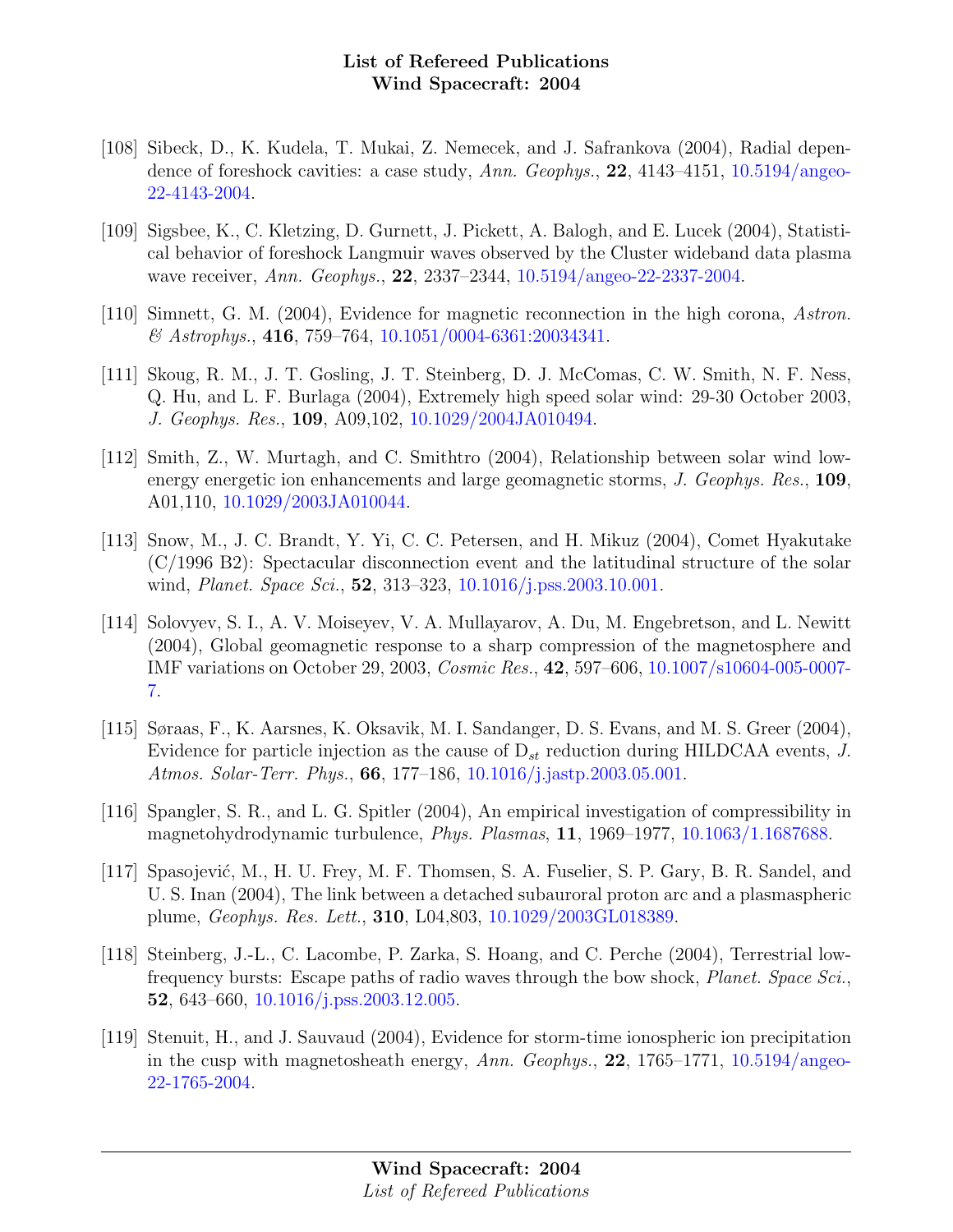[108] Sibeck, D., K. Kudela, T. Mukai, Z. Nemecek, and J. Safrankova (2004), Radial dependence of foreshock cavities: a case study, *Ann. Geophys.*, **22**, 4143–4151, 10.5194/angeo-22-4143-2004.

[109] Sigsbee, K., C. Kletzing, D. Gurnett, J. Pickett, A. Balogh, and E. Lucek (2004), Statistical behavior of foreshock Langmuir waves observed by the Cluster wideband data plasma wave receiver, *Ann. Geophys.*, **22**, 2337–2344, 10.5194/angeo-22-2337-2004.

[110] Simnett, G. M. (2004), Evidence for magnetic reconnection in the high corona, *Astron. & Astrophys.*, **416**, 759–764, 10.1051/0004-6361:20034341.

[111] Skoug, R. M., J. T. Gosling, J. T. Steinberg, D. J. McComas, C. W. Smith, N. F. Ness, Q. Hu, and L. F. Burlaga (2004), Extremely high speed solar wind: 29-30 October 2003, *J. Geophys. Res.*, **109**, A09,102, 10.1029/2004JA010494.

[112] Smith, Z., W. Murtagh, and C. Smithtro (2004), Relationship between solar wind low-energy energetic ion enhancements and large geomagnetic storms, *J. Geophys. Res.*, **109**, A01,110, 10.1029/2003JA010044.

[113] Snow, M., J. C. Brandt, Y. Yi, C. C. Petersen, and H. Mikuz (2004), Comet Hyakutake (C/1996 B2): Spectacular disconnection event and the latitudinal structure of the solar wind, *Planet. Space Sci.*, **52**, 313–323, 10.1016/j.pss.2003.10.001.

[114] Solovyev, S. I., A. V. Moiseyev, V. A. Mullayarov, A. Du, M. Engebretson, and L. Newitt (2004), Global geomagnetic response to a sharp compression of the magnetosphere and IMF variations on October 29, 2003, *Cosmic Res.*, **42**, 597–606, 10.1007/s10604-005-0007-7.

[115] Søraas, F., K. Aarsnes, K. Oksavik, M. I. Sandanger, D. S. Evans, and M. S. Greer (2004), Evidence for particle injection as the cause of $D_{st}$ reduction during HILDCAA events, *J. Atmos. Solar-Terr. Phys.*, **66**, 177–186, 10.1016/j.jastp.2003.05.001.

[116] Spangler, S. R., and L. G. Spitler (2004), An empirical investigation of compressibility in magnetohydrodynamic turbulence, *Phys. Plasmas*, **11**, 1969–1977, 10.1063/1.1687688.

[117] Spasojević, M., H. U. Frey, M. F. Thomsen, S. A. Fuselier, S. P. Gary, B. R. Sandel, and U. S. Inan (2004), The link between a detached subauroral proton arc and a plasmaspheric plume, *Geophys. Res. Lett.*, **310**, L04,803, 10.1029/2003GL018389.

[118] Steinberg, J.-L., C. Lacombe, P. Zarka, S. Hoang, and C. Perche (2004), Terrestrial low-frequency bursts: Escape paths of radio waves through the bow shock, *Planet. Space Sci.*, **52**, 643–660, 10.1016/j.pss.2003.12.005.

[119] Stenuit, H., and J. Sauvaud (2004), Evidence for storm-time ionospheric ion precipitation in the cusp with magnetosheath energy, *Ann. Geophys.*, **22**, 1765–1771, 10.5194/angeo-22-1765-2004.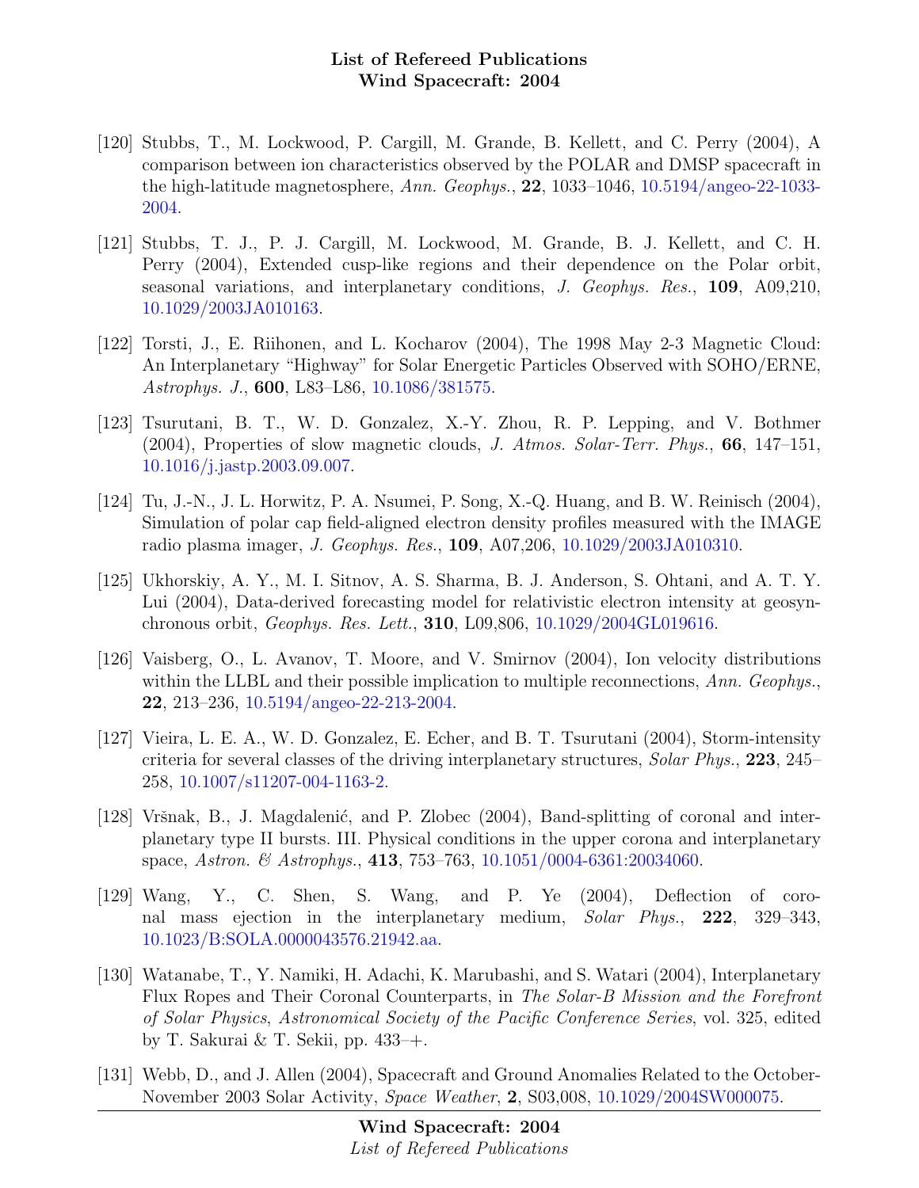[120] Stubbs, T., M. Lockwood, P. Cargill, M. Grande, B. Kellett, and C. Perry (2004), A comparison between ion characteristics observed by the POLAR and DMSP spacecraft in the high-latitude magnetosphere, *Ann. Geophys.*, **22**, 1033–1046, 10.5194/angeo-22-1033-2004.

[121] Stubbs, T. J., P. J. Cargill, M. Lockwood, M. Grande, B. J. Kellett, and C. H. Perry (2004), Extended cusp-like regions and their dependence on the Polar orbit, seasonal variations, and interplanetary conditions, *J. Geophys. Res.*, **109**, A09,210, 10.1029/2003JA010163.

[122] Torsti, J., E. Riihonen, and L. Kocharov (2004), The 1998 May 2-3 Magnetic Cloud: An Interplanetary "Highway" for Solar Energetic Particles Observed with SOHO/ERNE, *Astrophys. J.*, **600**, L83–L86, 10.1086/381575.

[123] Tsurutani, B. T., W. D. Gonzalez, X.-Y. Zhou, R. P. Lepping, and V. Bothmer (2004), Properties of slow magnetic clouds, *J. Atmos. Solar-Terr. Phys.*, **66**, 147–151, 10.1016/j.jastp.2003.09.007.

[124] Tu, J.-N., J. L. Horwitz, P. A. Nsumei, P. Song, X.-Q. Huang, and B. W. Reinisch (2004), Simulation of polar cap field-aligned electron density profiles measured with the IMAGE radio plasma imager, *J. Geophys. Res.*, **109**, A07,206, 10.1029/2003JA010310.

[125] Ukhorskiy, A. Y., M. I. Sitnov, A. S. Sharma, B. J. Anderson, S. Ohtani, and A. T. Y. Lui (2004), Data-derived forecasting model for relativistic electron intensity at geosynchronous orbit, *Geophys. Res. Lett.*, **310**, L09,806, 10.1029/2004GL019616.

[126] Vaisberg, O., L. Avanov, T. Moore, and V. Smirnov (2004), Ion velocity distributions within the LLBL and their possible implication to multiple reconnections, *Ann. Geophys.*, **22**, 213–236, 10.5194/angeo-22-213-2004.

[127] Vieira, L. E. A., W. D. Gonzalez, E. Echer, and B. T. Tsurutani (2004), Storm-intensity criteria for several classes of the driving interplanetary structures, *Solar Phys.*, **223**, 245–258, 10.1007/s11207-004-1163-2.

[128] Vršnak, B., J. Magdalenić, and P. Zlobec (2004), Band-splitting of coronal and interplanetary type II bursts. III. Physical conditions in the upper corona and interplanetary space, *Astron. & Astrophys.*, **413**, 753–763, 10.1051/0004-6361:20034060.

[129] Wang, Y., C. Shen, S. Wang, and P. Ye (2004), Deflection of coronal mass ejection in the interplanetary medium, *Solar Phys.*, **222**, 329–343, 10.1023/B:SOLA.0000043576.21942.aa.

[130] Watanabe, T., Y. Namiki, H. Adachi, K. Marubashi, and S. Watari (2004), Interplanetary Flux Ropes and Their Coronal Counterparts, in *The Solar-B Mission and the Forefront of Solar Physics*, *Astronomical Society of the Pacific Conference Series*, vol. 325, edited by T. Sakurai & T. Sekii, pp. 433–+.

[131] Webb, D., and J. Allen (2004), Spacecraft and Ground Anomalies Related to the October-November 2003 Solar Activity, *Space Weather*, **2**, S03,008, 10.1029/2004SW000075.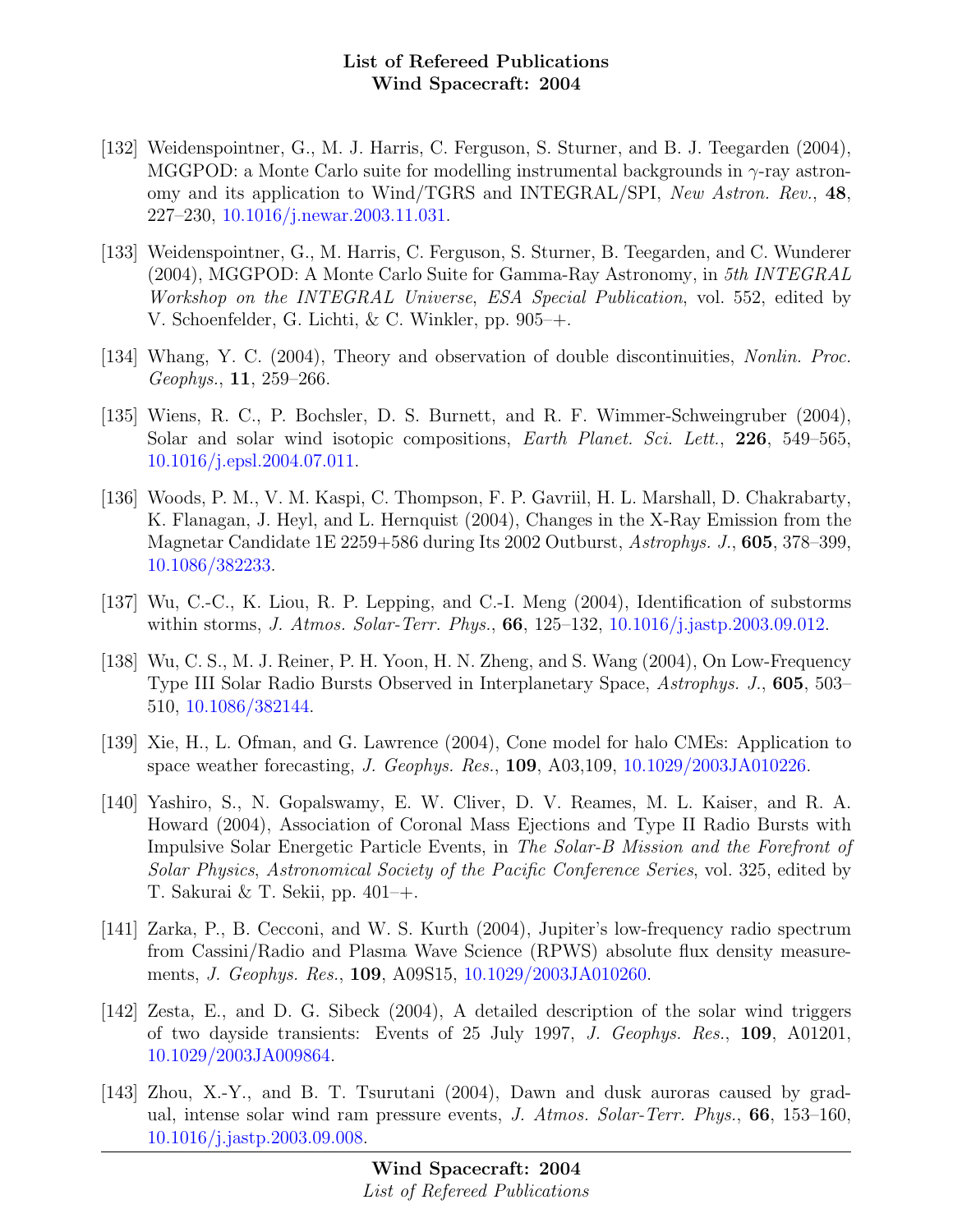[132] Weidenspointner, G., M. J. Harris, C. Ferguson, S. Sturner, and B. J. Teegarden (2004), MGGPOD: a Monte Carlo suite for modelling instrumental backgrounds in $\gamma$-ray astronomy and its application to Wind/TGRS and INTEGRAL/SPI, *New Astron. Rev.*, **48**, 227–230, 10.1016/j.newar.2003.11.031.

[133] Weidenspointner, G., M. Harris, C. Ferguson, S. Sturner, B. Teegarden, and C. Wunderer (2004), MGGPOD: A Monte Carlo Suite for Gamma-Ray Astronomy, in *5th INTEGRAL Workshop on the INTEGRAL Universe*, *ESA Special Publication*, vol. 552, edited by V. Schoenfelder, G. Lichti, & C. Winkler, pp. 905–+.

[134] Whang, Y. C. (2004), Theory and observation of double discontinuities, *Nonlin. Proc. Geophys.*, **11**, 259–266.

[135] Wiens, R. C., P. Bochsler, D. S. Burnett, and R. F. Wimmer-Schweingruber (2004), Solar and solar wind isotopic compositions, *Earth Planet. Sci. Lett.*, **226**, 549–565, 10.1016/j.epsl.2004.07.011.

[136] Woods, P. M., V. M. Kaspi, C. Thompson, F. P. Gavriil, H. L. Marshall, D. Chakrabarty, K. Flanagan, J. Heyl, and L. Hernquist (2004), Changes in the X-Ray Emission from the Magnetar Candidate 1E 2259+586 during Its 2002 Outburst, *Astrophys. J.*, **605**, 378–399, 10.1086/382233.

[137] Wu, C.-C., K. Liou, R. P. Lepping, and C.-I. Meng (2004), Identification of substorms within storms, *J. Atmos. Solar-Terr. Phys.*, **66**, 125–132, 10.1016/j.jastp.2003.09.012.

[138] Wu, C. S., M. J. Reiner, P. H. Yoon, H. N. Zheng, and S. Wang (2004), On Low-Frequency Type III Solar Radio Bursts Observed in Interplanetary Space, *Astrophys. J.*, **605**, 503–510, 10.1086/382144.

[139] Xie, H., L. Ofman, and G. Lawrence (2004), Cone model for halo CMEs: Application to space weather forecasting, *J. Geophys. Res.*, **109**, A03,109, 10.1029/2003JA010226.

[140] Yashiro, S., N. Gopalswamy, E. W. Cliver, D. V. Reames, M. L. Kaiser, and R. A. Howard (2004), Association of Coronal Mass Ejections and Type II Radio Bursts with Impulsive Solar Energetic Particle Events, in *The Solar-B Mission and the Forefront of Solar Physics*, *Astronomical Society of the Pacific Conference Series*, vol. 325, edited by T. Sakurai & T. Sekii, pp. 401–+.

[141] Zarka, P., B. Cecconi, and W. S. Kurth (2004), Jupiter's low-frequency radio spectrum from Cassini/Radio and Plasma Wave Science (RPWS) absolute flux density measurements, *J. Geophys. Res.*, **109**, A09S15, 10.1029/2003JA010260.

[142] Zesta, E., and D. G. Sibeck (2004), A detailed description of the solar wind triggers of two dayside transients: Events of 25 July 1997, *J. Geophys. Res.*, **109**, A01201, 10.1029/2003JA009864.

[143] Zhou, X.-Y., and B. T. Tsurutani (2004), Dawn and dusk auroras caused by gradual, intense solar wind ram pressure events, *J. Atmos. Solar-Terr. Phys.*, **66**, 153–160, 10.1016/j.jastp.2003.09.008.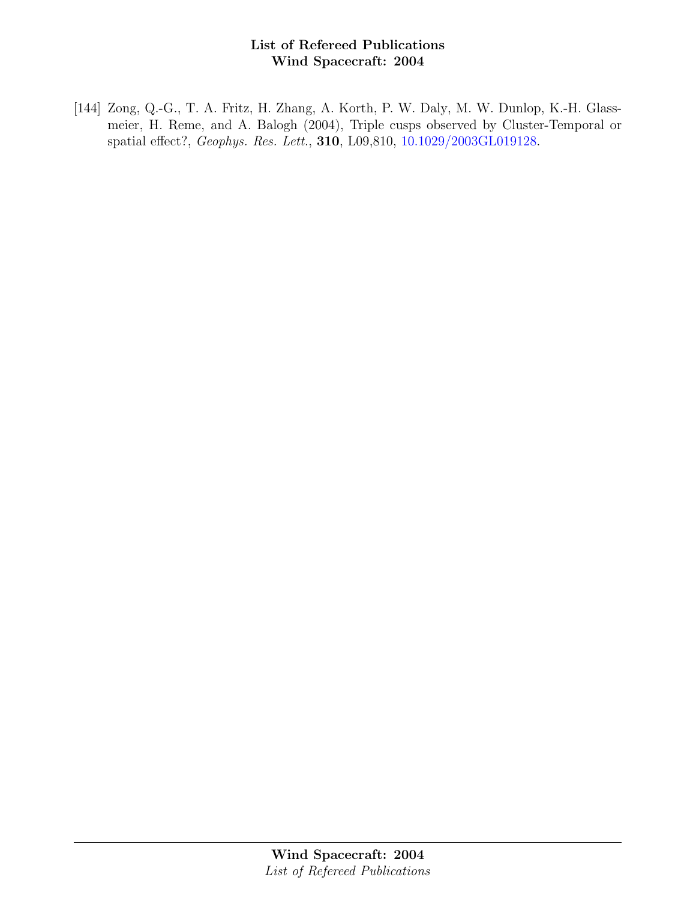[144] Zong, Q.-G., T. A. Fritz, H. Zhang, A. Korth, P. W. Daly, M. W. Dunlop, K.-H. Glassmeier, H. Reme, and A. Balogh (2004), Triple cusps observed by Cluster-Temporal or spatial effect?, *Geophys. Res. Lett.*, **310**, L09,810, 10.1029/2003GL019128.